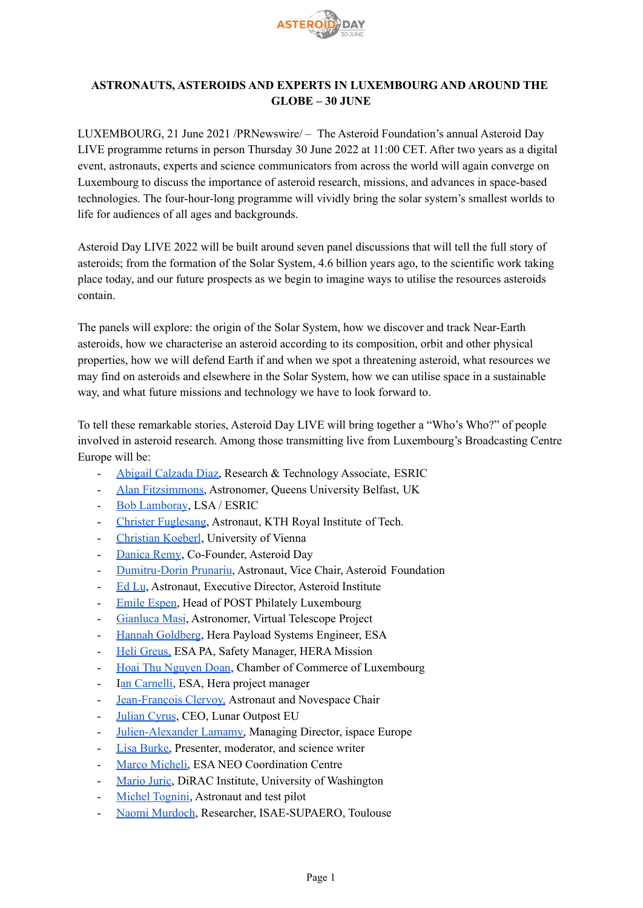**ASTRONAUTS, ASTEROIDS AND EXPERTS IN LUXEMBOURG AND AROUND THE GLOBE – 30 JUNE**

LUXEMBOURG, 21 June 2021 /PRNewswire/ – The Asteroid Foundation's annual Asteroid Day LIVE programme returns in person Thursday 30 June 2022 at 11:00 CET. After two years as a digital event, astronauts, experts and science communicators from across the world will again converge on Luxembourg to discuss the importance of asteroid research, missions, and advances in space-based technologies. The four-hour-long programme will vividly bring the solar system's smallest worlds to life for audiences of all ages and backgrounds.

Asteroid Day LIVE 2022 will be built around seven panel discussions that will tell the full story of asteroids; from the formation of the Solar System, 4.6 billion years ago, to the scientific work taking place today, and our future prospects as we begin to imagine ways to utilise the resources asteroids contain.

The panels will explore: the origin of the Solar System, how we discover and track Near-Earth asteroids, how we characterise an asteroid according to its composition, orbit and other physical properties, how we will defend Earth if and when we spot a threatening asteroid, what resources we may find on asteroids and elsewhere in the Solar System, how we can utilise space in a sustainable way, and what future missions and technology we have to look forward to.

To tell these remarkable stories, Asteroid Day LIVE will bring together a "Who's Who?" of people involved in asteroid research. Among those transmitting live from Luxembourg's Broadcasting Centre Europe will be:

- Abigail Calzada Diaz, Research & Technology Associate, ESRIC
- Alan Fitzsimmons, Astronomer, Queens University Belfast, UK
- Bob Lamboray, LSA / ESRIC
- Christer Fuglesang, Astronaut, KTH Royal Institute of Tech.
- Christian Koeberl, University of Vienna
- Danica Remy, Co-Founder, Asteroid Day
- Dumitru-Dorin Prunariu, Astronaut, Vice Chair, Asteroid Foundation
- Ed Lu, Astronaut, Executive Director, Asteroid Institute
- Emile Espen, Head of POST Philately Luxembourg
- Gianluca Masi, Astronomer, Virtual Telescope Project
- Hannah Goldberg, Hera Payload Systems Engineer, ESA
- Heli Greus, ESA PA, Safety Manager, HERA Mission
- Hoai Thu Nguyen Doan, Chamber of Commerce of Luxembourg
- Ian Carnelli, ESA, Hera project manager
- Jean-François Clervoy, Astronaut and Novespace Chair
- Julian Cyrus, CEO, Lunar Outpost EU
- Julien-Alexander Lamamy, Managing Director, ispace Europe
- Lisa Burke, Presenter, moderator, and science writer
- Marco Micheli, ESA NEO Coordination Centre
- Mario Juric, DiRAC Institute, University of Washington
- Michel Tognini, Astronaut and test pilot
- Naomi Murdoch, Researcher, ISAE-SUPAERO, Toulouse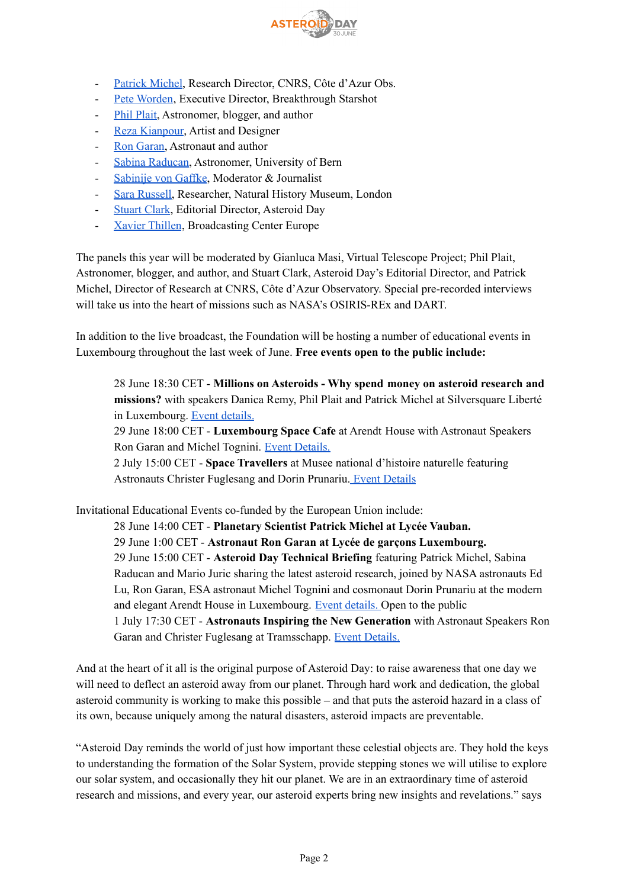- [Patrick Michel](), Research Director, CNRS, Côte d'Azur Obs.
- [Pete Worden](), Executive Director, Breakthrough Starshot
- [Phil Plait](), Astronomer, blogger, and author
- [Reza Kianpour](), Artist and Designer
- [Ron Garan](), Astronaut and author
- [Sabina Raducan](), Astronomer, University of Bern
- [Sabinije von Gaffke](), Moderator & Journalist
- [Sara Russell](), Researcher, Natural History Museum, London
- [Stuart Clark](), Editorial Director, Asteroid Day
- [Xavier Thillen](), Broadcasting Center Europe

The panels this year will be moderated by Gianluca Masi, Virtual Telescope Project; Phil Plait, Astronomer, blogger, and author, and Stuart Clark, Asteroid Day's Editorial Director, and Patrick Michel, Director of Research at CNRS, Côte d'Azur Observatory. Special pre-recorded interviews will take us into the heart of missions such as NASA's OSIRIS-REx and DART.

In addition to the live broadcast, the Foundation will be hosting a number of educational events in Luxembourg throughout the last week of June. **Free events open to the public include:**

> 28 June 18:30 CET - **Millions on Asteroids - Why spend money on asteroid research and missions?** with speakers Danica Remy, Phil Plait and Patrick Michel at Silversquare Liberté in Luxembourg. [Event details.]()
> 29 June 18:00 CET - **Luxembourg Space Cafe** at Arendt House with Astronaut Speakers Ron Garan and Michel Tognini. [Event Details.]()
> 2 July 15:00 CET - **Space Travellers** at Musee national d'histoire naturelle featuring Astronauts Christer Fuglesang and Dorin Prunariu. [Event Details]()

Invitational Educational Events co-funded by the European Union include:

> 28 June 14:00 CET - **Planetary Scientist Patrick Michel at Lycée Vauban.**
> 29 June 1:00 CET - **Astronaut Ron Garan at Lycée de garçons Luxembourg.**
> 29 June 15:00 CET - **Asteroid Day Technical Briefing** featuring Patrick Michel, Sabina Raducan and Mario Juric sharing the latest asteroid research, joined by NASA astronauts Ed Lu, Ron Garan, ESA astronaut Michel Tognini and cosmonaut Dorin Prunariu at the modern and elegant Arendt House in Luxembourg. [Event details.]() Open to the public
> 1 July 17:30 CET - **Astronauts Inspiring the New Generation** with Astronaut Speakers Ron Garan and Christer Fuglesang at Tramsschapp. [Event Details.]()

And at the heart of it all is the original purpose of Asteroid Day: to raise awareness that one day we will need to deflect an asteroid away from our planet. Through hard work and dedication, the global asteroid community is working to make this possible – and that puts the asteroid hazard in a class of its own, because uniquely among the natural disasters, asteroid impacts are preventable.

"Asteroid Day reminds the world of just how important these celestial objects are. They hold the keys to understanding the formation of the Solar System, provide stepping stones we will utilise to explore our solar system, and occasionally they hit our planet. We are in an extraordinary time of asteroid research and missions, and every year, our asteroid experts bring new insights and revelations." says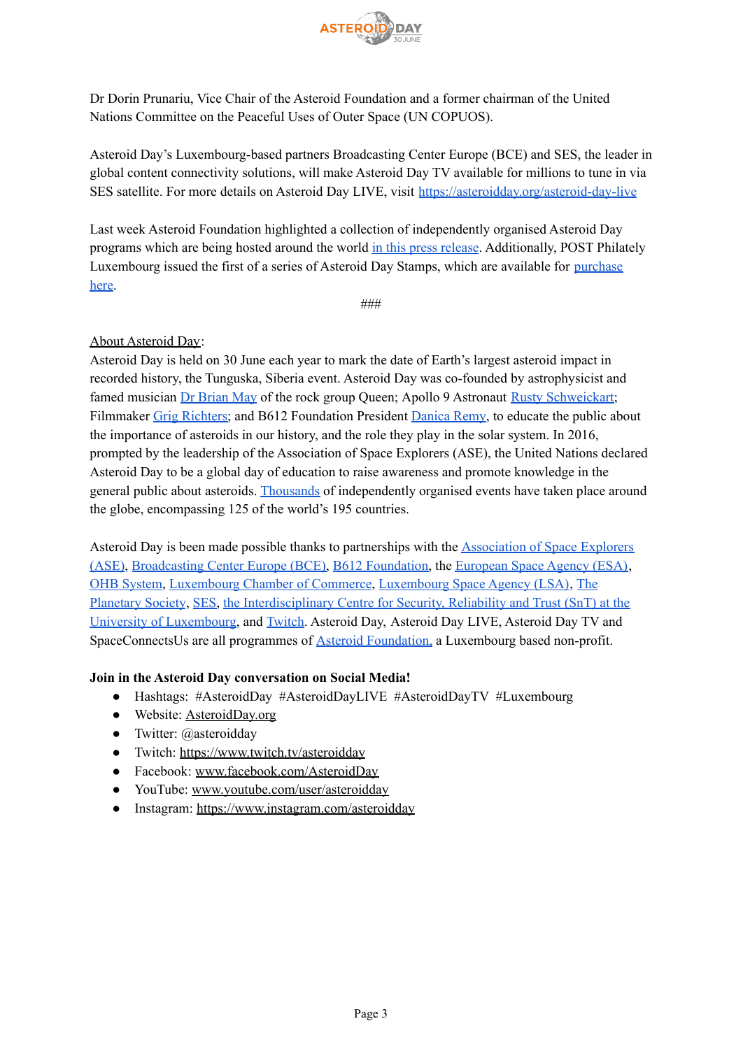Dr Dorin Prunariu, Vice Chair of the Asteroid Foundation and a former chairman of the United Nations Committee on the Peaceful Uses of Outer Space (UN COPUOS).

Asteroid Day's Luxembourg-based partners Broadcasting Center Europe (BCE) and SES, the leader in global content connectivity solutions, will make Asteroid Day TV available for millions to tune in via SES satellite. For more details on Asteroid Day LIVE, visit https://asteroidday.org/asteroid-day-live

Last week Asteroid Foundation highlighted a collection of independently organised Asteroid Day programs which are being hosted around the world in this press release. Additionally, POST Philately Luxembourg issued the first of a series of Asteroid Day Stamps, which are available for purchase here.

###

About Asteroid Day:

Asteroid Day is held on 30 June each year to mark the date of Earth's largest asteroid impact in recorded history, the Tunguska, Siberia event. Asteroid Day was co-founded by astrophysicist and famed musician Dr Brian May of the rock group Queen; Apollo 9 Astronaut Rusty Schweickart; Filmmaker Grig Richters; and B612 Foundation President Danica Remy, to educate the public about the importance of asteroids in our history, and the role they play in the solar system. In 2016, prompted by the leadership of the Association of Space Explorers (ASE), the United Nations declared Asteroid Day to be a global day of education to raise awareness and promote knowledge in the general public about asteroids. Thousands of independently organised events have taken place around the globe, encompassing 125 of the world's 195 countries.

Asteroid Day is been made possible thanks to partnerships with the Association of Space Explorers (ASE), Broadcasting Center Europe (BCE), B612 Foundation, the European Space Agency (ESA), OHB System, Luxembourg Chamber of Commerce, Luxembourg Space Agency (LSA), The Planetary Society, SES, the Interdisciplinary Centre for Security, Reliability and Trust (SnT) at the University of Luxembourg, and Twitch. Asteroid Day, Asteroid Day LIVE, Asteroid Day TV and SpaceConnectsUs are all programmes of Asteroid Foundation, a Luxembourg based non-profit.

**Join in the Asteroid Day conversation on Social Media!**

- Hashtags: #AsteroidDay #AsteroidDayLIVE #AsteroidDayTV #Luxembourg
- Website: AsteroidDay.org
- Twitter: @asteroidday
- Twitch: https://www.twitch.tv/asteroidday
- Facebook: www.facebook.com/AsteroidDay
- YouTube: www.youtube.com/user/asteroidday
- Instagram: https://www.instagram.com/asteroidday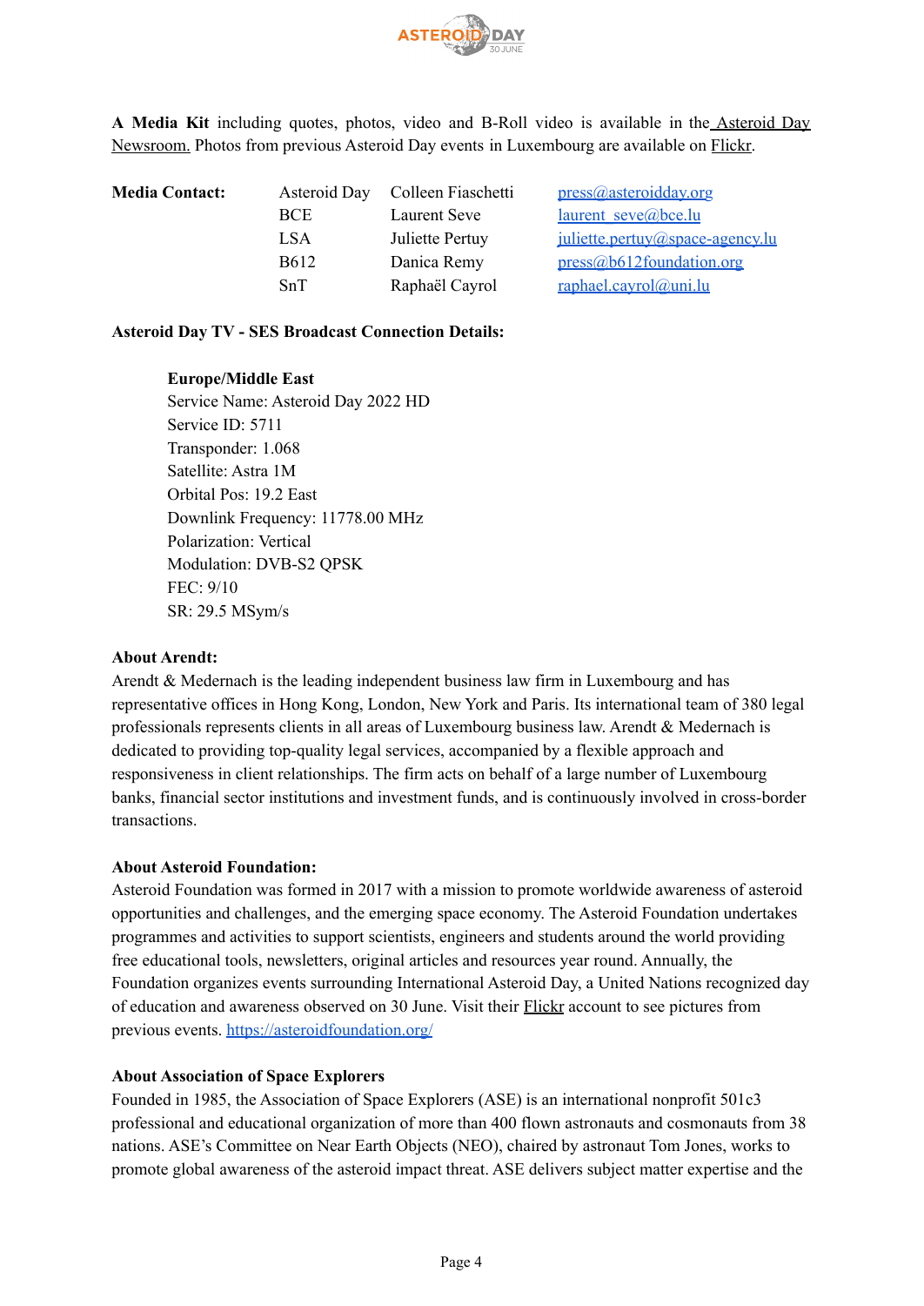**A Media Kit** including quotes, photos, video and B-Roll video is available in the Asteroid Day Newsroom. Photos from previous Asteroid Day events in Luxembourg are available on Flickr.

| **Media Contact:** | Asteroid Day | Colleen Fiaschetti | press@asteroidday.org |
|---|---|---|---|
| | BCE | Laurent Seve | laurent_seve@bce.lu |
| | LSA | Juliette Pertuy | juliette.pertuy@space-agency.lu |
| | B612 | Danica Remy | press@b612foundation.org |
| | SnT | Raphaël Cayrol | raphael.cayrol@uni.lu |

**Asteroid Day TV - SES Broadcast Connection Details:**

**Europe/Middle East**
Service Name: Asteroid Day 2022 HD
Service ID: 5711
Transponder: 1.068
Satellite: Astra 1M
Orbital Pos: 19.2 East
Downlink Frequency: 11778.00 MHz
Polarization: Vertical
Modulation: DVB-S2 QPSK
FEC: 9/10
SR: 29.5 MSym/s

**About Arendt:**
Arendt & Medernach is the leading independent business law firm in Luxembourg and has representative offices in Hong Kong, London, New York and Paris. Its international team of 380 legal professionals represents clients in all areas of Luxembourg business law. Arendt & Medernach is dedicated to providing top-quality legal services, accompanied by a flexible approach and responsiveness in client relationships. The firm acts on behalf of a large number of Luxembourg banks, financial sector institutions and investment funds, and is continuously involved in cross-border transactions.

**About Asteroid Foundation:**
Asteroid Foundation was formed in 2017 with a mission to promote worldwide awareness of asteroid opportunities and challenges, and the emerging space economy. The Asteroid Foundation undertakes programmes and activities to support scientists, engineers and students around the world providing free educational tools, newsletters, original articles and resources year round. Annually, the Foundation organizes events surrounding International Asteroid Day, a United Nations recognized day of education and awareness observed on 30 June. Visit their Flickr account to see pictures from previous events. https://asteroidfoundation.org/

**About Association of Space Explorers**
Founded in 1985, the Association of Space Explorers (ASE) is an international nonprofit 501c3 professional and educational organization of more than 400 flown astronauts and cosmonauts from 38 nations. ASE's Committee on Near Earth Objects (NEO), chaired by astronaut Tom Jones, works to promote global awareness of the asteroid impact threat. ASE delivers subject matter expertise and the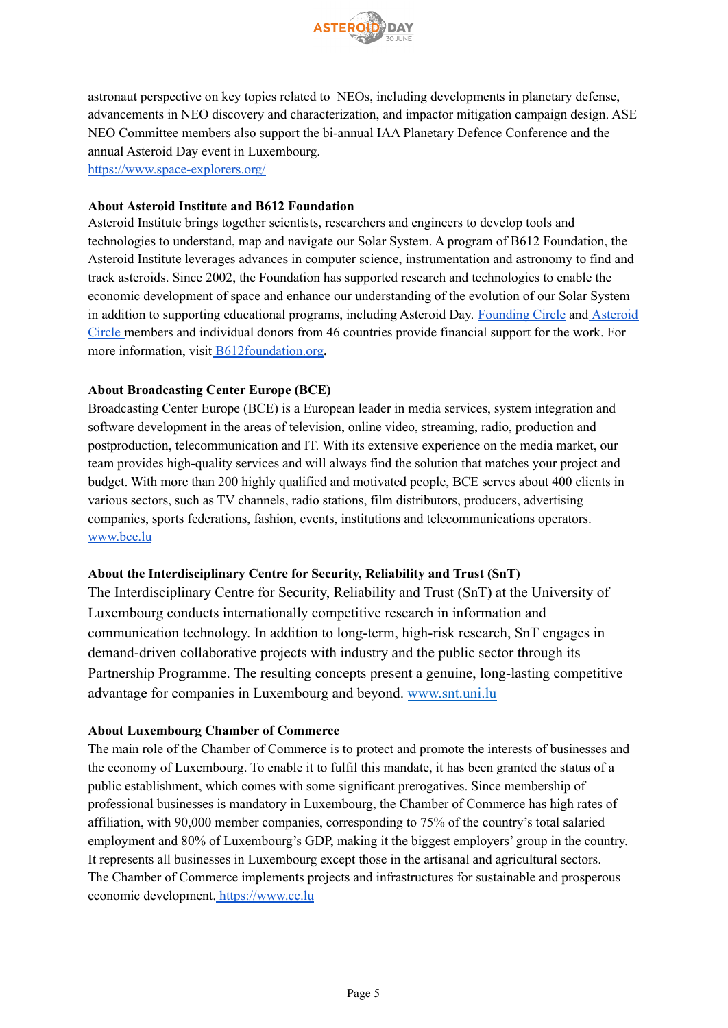astronaut perspective on key topics related to NEOs, including developments in planetary defense, advancements in NEO discovery and characterization, and impactor mitigation campaign design. ASE NEO Committee members also support the bi-annual IAA Planetary Defence Conference and the annual Asteroid Day event in Luxembourg.
https://www.space-explorers.org/

**About Asteroid Institute and B612 Foundation**
Asteroid Institute brings together scientists, researchers and engineers to develop tools and technologies to understand, map and navigate our Solar System. A program of B612 Foundation, the Asteroid Institute leverages advances in computer science, instrumentation and astronomy to find and track asteroids. Since 2002, the Foundation has supported research and technologies to enable the economic development of space and enhance our understanding of the evolution of our Solar System in addition to supporting educational programs, including Asteroid Day. Founding Circle and Asteroid Circle members and individual donors from 46 countries provide financial support for the work. For more information, visit B612foundation.org**.**

**About Broadcasting Center Europe (BCE)**
Broadcasting Center Europe (BCE) is a European leader in media services, system integration and software development in the areas of television, online video, streaming, radio, production and postproduction, telecommunication and IT. With its extensive experience on the media market, our team provides high-quality services and will always find the solution that matches your project and budget. With more than 200 highly qualified and motivated people, BCE serves about 400 clients in various sectors, such as TV channels, radio stations, film distributors, producers, advertising companies, sports federations, fashion, events, institutions and telecommunications operators.
www.bce.lu

**About the Interdisciplinary Centre for Security, Reliability and Trust (SnT)**
The Interdisciplinary Centre for Security, Reliability and Trust (SnT) at the University of Luxembourg conducts internationally competitive research in information and communication technology. In addition to long-term, high-risk research, SnT engages in demand-driven collaborative projects with industry and the public sector through its Partnership Programme. The resulting concepts present a genuine, long-lasting competitive advantage for companies in Luxembourg and beyond. www.snt.uni.lu

**About Luxembourg Chamber of Commerce**
The main role of the Chamber of Commerce is to protect and promote the interests of businesses and the economy of Luxembourg. To enable it to fulfil this mandate, it has been granted the status of a public establishment, which comes with some significant prerogatives. Since membership of professional businesses is mandatory in Luxembourg, the Chamber of Commerce has high rates of affiliation, with 90,000 member companies, corresponding to 75% of the country's total salaried employment and 80% of Luxembourg's GDP, making it the biggest employers' group in the country. It represents all businesses in Luxembourg except those in the artisanal and agricultural sectors. The Chamber of Commerce implements projects and infrastructures for sustainable and prosperous economic development. https://www.cc.lu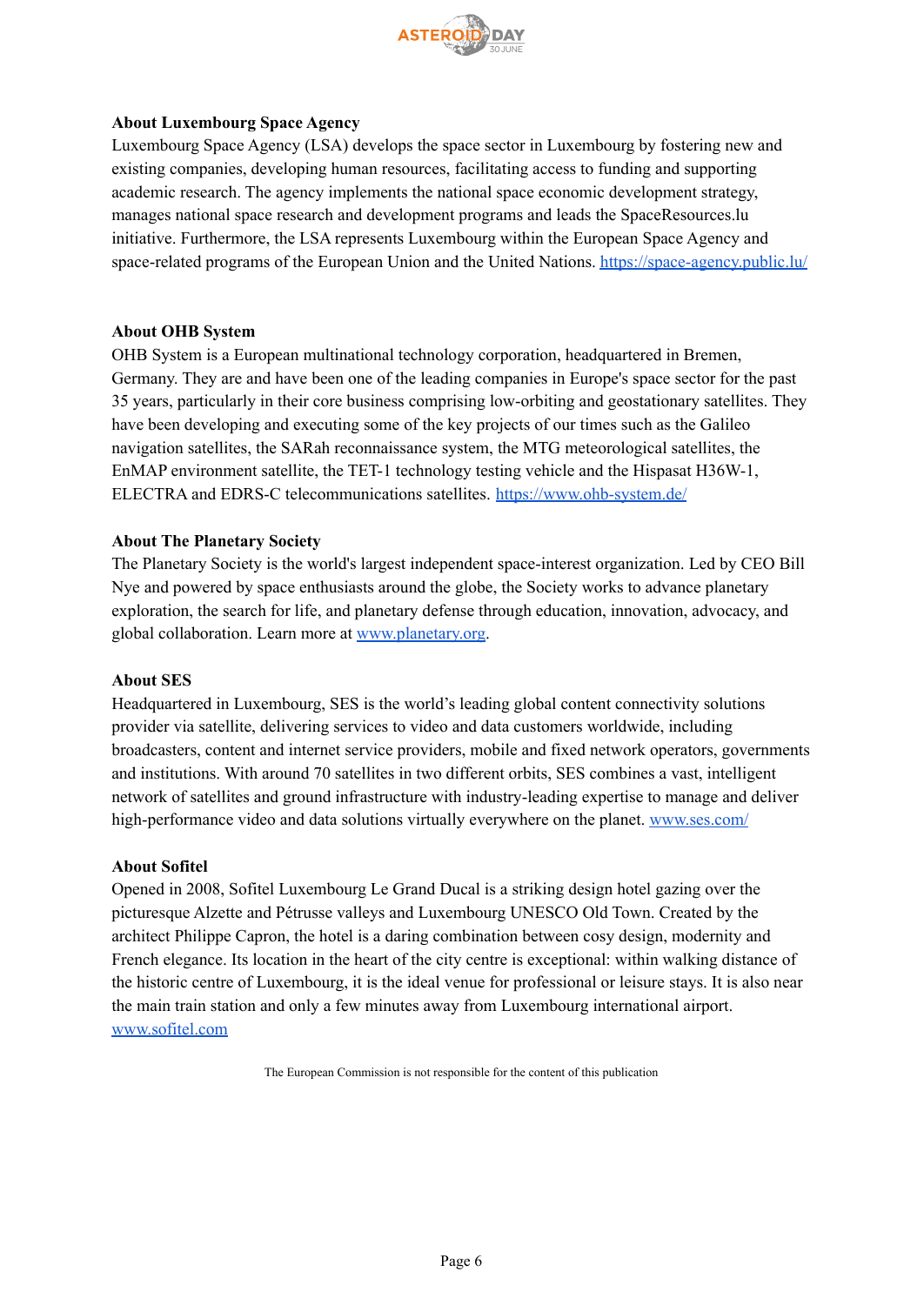**About Luxembourg Space Agency**

Luxembourg Space Agency (LSA) develops the space sector in Luxembourg by fostering new and existing companies, developing human resources, facilitating access to funding and supporting academic research. The agency implements the national space economic development strategy, manages national space research and development programs and leads the SpaceResources.lu initiative. Furthermore, the LSA represents Luxembourg within the European Space Agency and space-related programs of the European Union and the United Nations. https://space-agency.public.lu/

**About OHB System**

OHB System is a European multinational technology corporation, headquartered in Bremen, Germany. They are and have been one of the leading companies in Europe's space sector for the past 35 years, particularly in their core business comprising low-orbiting and geostationary satellites. They have been developing and executing some of the key projects of our times such as the Galileo navigation satellites, the SARah reconnaissance system, the MTG meteorological satellites, the EnMAP environment satellite, the TET-1 technology testing vehicle and the Hispasat H36W-1, ELECTRA and EDRS-C telecommunications satellites. https://www.ohb-system.de/

**About The Planetary Society**

The Planetary Society is the world's largest independent space-interest organization. Led by CEO Bill Nye and powered by space enthusiasts around the globe, the Society works to advance planetary exploration, the search for life, and planetary defense through education, innovation, advocacy, and global collaboration. Learn more at www.planetary.org.

**About SES**

Headquartered in Luxembourg, SES is the world's leading global content connectivity solutions provider via satellite, delivering services to video and data customers worldwide, including broadcasters, content and internet service providers, mobile and fixed network operators, governments and institutions. With around 70 satellites in two different orbits, SES combines a vast, intelligent network of satellites and ground infrastructure with industry-leading expertise to manage and deliver high-performance video and data solutions virtually everywhere on the planet. www.ses.com/

**About Sofitel**

Opened in 2008, Sofitel Luxembourg Le Grand Ducal is a striking design hotel gazing over the picturesque Alzette and Pétrusse valleys and Luxembourg UNESCO Old Town. Created by the architect Philippe Capron, the hotel is a daring combination between cosy design, modernity and French elegance. Its location in the heart of the city centre is exceptional: within walking distance of the historic centre of Luxembourg, it is the ideal venue for professional or leisure stays. It is also near the main train station and only a few minutes away from Luxembourg international airport. www.sofitel.com

The European Commission is not responsible for the content of this publication